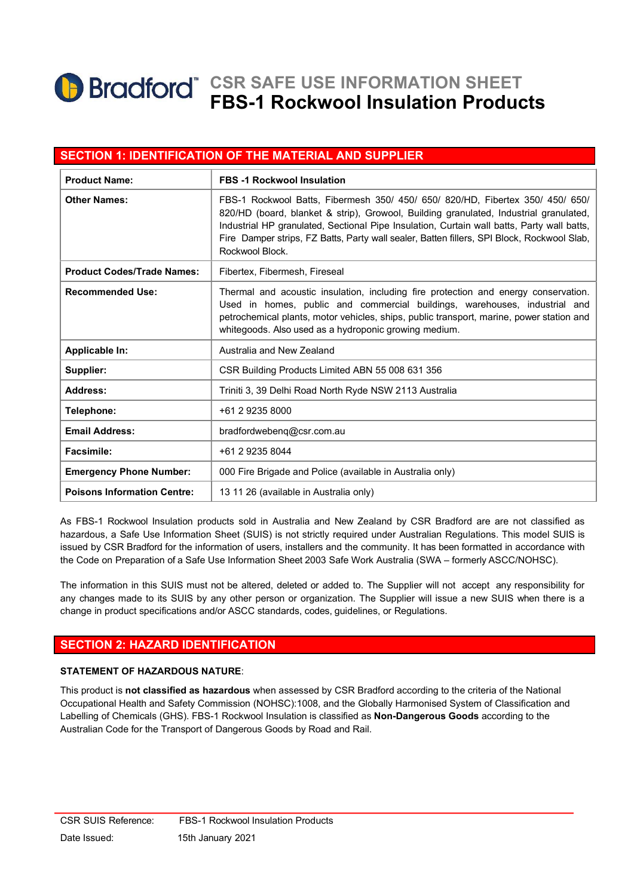# CSR SAFE USE INFORMATION SHEET
# FBS-1 Rockwool Insulation Products

## SECTION 1: IDENTIFICATION OF THE MATERIAL AND SUPPLIER

| | |
|---|---|
| **Product Name:** | **FBS -1 Rockwool Insulation** |
| **Other Names:** | FBS-1 Rockwool Batts, Fibermesh 350/ 450/ 650/ 820/HD, Fibertex 350/ 450/ 650/ 820/HD (board, blanket & strip), Growool, Building granulated, Industrial granulated, Industrial HP granulated, Sectional Pipe Insulation, Curtain wall batts, Party wall batts, Fire Damper strips, FZ Batts, Party wall sealer, Batten fillers, SPI Block, Rockwool Slab, Rockwool Block. |
| **Product Codes/Trade Names:** | Fibertex, Fibermesh, Fireseal |
| **Recommended Use:** | Thermal and acoustic insulation, including fire protection and energy conservation. Used in homes, public and commercial buildings, warehouses, industrial and petrochemical plants, motor vehicles, ships, public transport, marine, power station and whitegoods. Also used as a hydroponic growing medium. |
| **Applicable In:** | Australia and New Zealand |
| **Supplier:** | CSR Building Products Limited ABN 55 008 631 356 |
| **Address:** | Triniti 3, 39 Delhi Road North Ryde NSW 2113 Australia |
| **Telephone:** | +61 2 9235 8000 |
| **Email Address:** | bradfordwebenq@csr.com.au |
| **Facsimile:** | +61 2 9235 8044 |
| **Emergency Phone Number:** | 000 Fire Brigade and Police (available in Australia only) |
| **Poisons Information Centre:** | 13 11 26 (available in Australia only) |

As FBS-1 Rockwool Insulation products sold in Australia and New Zealand by CSR Bradford are are not classified as hazardous, a Safe Use Information Sheet (SUIS) is not strictly required under Australian Regulations. This model SUIS is issued by CSR Bradford for the information of users, installers and the community. It has been formatted in accordance with the Code on Preparation of a Safe Use Information Sheet 2003 Safe Work Australia (SWA – formerly ASCC/NOHSC).

The information in this SUIS must not be altered, deleted or added to. The Supplier will not accept any responsibility for any changes made to its SUIS by any other person or organization. The Supplier will issue a new SUIS when there is a change in product specifications and/or ASCC standards, codes, guidelines, or Regulations.

## SECTION 2: HAZARD IDENTIFICATION

**STATEMENT OF HAZARDOUS NATURE**:

This product is **not classified as hazardous** when assessed by CSR Bradford according to the criteria of the National Occupational Health and Safety Commission (NOHSC):1008, and the Globally Harmonised System of Classification and Labelling of Chemicals (GHS). FBS-1 Rockwool Insulation is classified as **Non-Dangerous Goods** according to the Australian Code for the Transport of Dangerous Goods by Road and Rail.

CSR SUIS Reference: FBS-1 Rockwool Insulation Products

Date Issued: 15th January 2021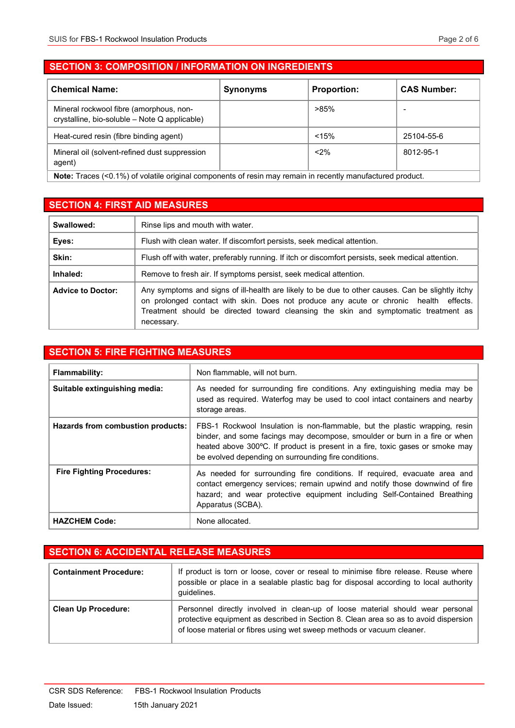## SECTION 3: COMPOSITION / INFORMATION ON INGREDIENTS

| Chemical Name: | Synonyms | Proportion: | CAS Number: |
|---|---|---|---|
| Mineral rockwool fibre (amorphous, non-crystalline, bio-soluble – Note Q applicable) | | >85% | - |
| Heat-cured resin (fibre binding agent) | | <15% | 25104-55-6 |
| Mineral oil (solvent-refined dust suppression agent) | | <2% | 8012-95-1 |
| **Note:** Traces (<0.1%) of volatile original components of resin may remain in recently manufactured product. | | | |

## SECTION 4: FIRST AID MEASURES

| | |
|---|---|
| **Swallowed:** | Rinse lips and mouth with water. |
| **Eyes:** | Flush with clean water. If discomfort persists, seek medical attention. |
| **Skin:** | Flush off with water, preferably running. If itch or discomfort persists, seek medical attention. |
| **Inhaled:** | Remove to fresh air. If symptoms persist, seek medical attention. |
| **Advice to Doctor:** | Any symptoms and signs of ill-health are likely to be due to other causes. Can be slightly itchy on prolonged contact with skin. Does not produce any acute or chronic health effects. Treatment should be directed toward cleansing the skin and symptomatic treatment as necessary. |

## SECTION 5: FIRE FIGHTING MEASURES

| | |
|---|---|
| **Flammability:** | Non flammable, will not burn. |
| **Suitable extinguishing media:** | As needed for surrounding fire conditions. Any extinguishing media may be used as required. Waterfog may be used to cool intact containers and nearby storage areas. |
| **Hazards from combustion products:** | FBS-1 Rockwool Insulation is non-flammable, but the plastic wrapping, resin binder, and some facings may decompose, smoulder or burn in a fire or when heated above 300ºC. If product is present in a fire, toxic gases or smoke may be evolved depending on surrounding fire conditions. |
| **Fire Fighting Procedures:** | As needed for surrounding fire conditions. If required, evacuate area and contact emergency services; remain upwind and notify those downwind of fire hazard; and wear protective equipment including Self-Contained Breathing Apparatus (SCBA). |
| **HAZCHEM Code:** | None allocated. |

## SECTION 6: ACCIDENTAL RELEASE MEASURES

| | |
|---|---|
| **Containment Procedure:** | If product is torn or loose, cover or reseal to minimise fibre release. Reuse where possible or place in a sealable plastic bag for disposal according to local authority guidelines. |
| **Clean Up Procedure:** | Personnel directly involved in clean-up of loose material should wear personal protective equipment as described in Section 8. Clean area so as to avoid dispersion of loose material or fibres using wet sweep methods or vacuum cleaner. |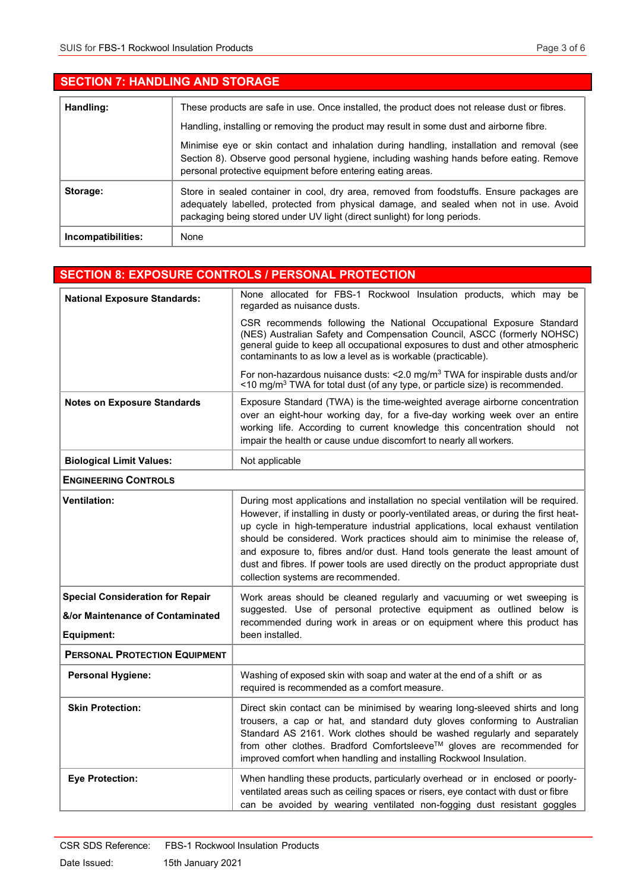## SECTION 7: HANDLING AND STORAGE

| | |
|---|---|
| **Handling:** | These products are safe in use. Once installed, the product does not release dust or fibres.<br><br>Handling, installing or removing the product may result in some dust and airborne fibre.<br><br>Minimise eye or skin contact and inhalation during handling, installation and removal (see Section 8). Observe good personal hygiene, including washing hands before eating. Remove personal protective equipment before entering eating areas. |
| **Storage:** | Store in sealed container in cool, dry area, removed from foodstuffs. Ensure packages are adequately labelled, protected from physical damage, and sealed when not in use. Avoid packaging being stored under UV light (direct sunlight) for long periods. |
| **Incompatibilities:** | None |

## SECTION 8: EXPOSURE CONTROLS / PERSONAL PROTECTION

| | |
|---|---|
| **National Exposure Standards:** | None allocated for FBS-1 Rockwool Insulation products, which may be regarded as nuisance dusts.<br><br>CSR recommends following the National Occupational Exposure Standard (NES) Australian Safety and Compensation Council, ASCC (formerly NOHSC) general guide to keep all occupational exposures to dust and other atmospheric contaminants to as low a level as is workable (practicable).<br><br>For non-hazardous nuisance dusts: <2.0 mg/m$^3$ TWA for inspirable dusts and/or <10 mg/m$^3$ TWA for total dust (of any type, or particle size) is recommended. |
| **Notes on Exposure Standards** | Exposure Standard (TWA) is the time-weighted average airborne concentration over an eight-hour working day, for a five-day working week over an entire working life. According to current knowledge this concentration should not impair the health or cause undue discomfort to nearly all workers. |
| **Biological Limit Values:** | Not applicable |
| **ENGINEERING CONTROLS** | |
| **Ventilation:** | During most applications and installation no special ventilation will be required. However, if installing in dusty or poorly-ventilated areas, or during the first heat-up cycle in high-temperature industrial applications, local exhaust ventilation should be considered. Work practices should aim to minimise the release of, and exposure to, fibres and/or dust. Hand tools generate the least amount of dust and fibres. If power tools are used directly on the product appropriate dust collection systems are recommended. |
| **Special Consideration for Repair &/or Maintenance of Contaminated Equipment:** | Work areas should be cleaned regularly and vacuuming or wet sweeping is suggested. Use of personal protective equipment as outlined below is recommended during work in areas or on equipment where this product has been installed. |
| **PERSONAL PROTECTION EQUIPMENT** | |
| **Personal Hygiene:** | Washing of exposed skin with soap and water at the end of a shift or as required is recommended as a comfort measure. |
| **Skin Protection:** | Direct skin contact can be minimised by wearing long-sleeved shirts and long trousers, a cap or hat, and standard duty gloves conforming to Australian Standard AS 2161. Work clothes should be washed regularly and separately from other clothes. Bradford Comfortsleeve™ gloves are recommended for improved comfort when handling and installing Rockwool Insulation. |
| **Eye Protection:** | When handling these products, particularly overhead or in enclosed or poorly-ventilated areas such as ceiling spaces or risers, eye contact with dust or fibre can be avoided by wearing ventilated non-fogging dust resistant goggles |

CSR SDS Reference: FBS-1 Rockwool Insulation Products

Date Issued: 15th January 2021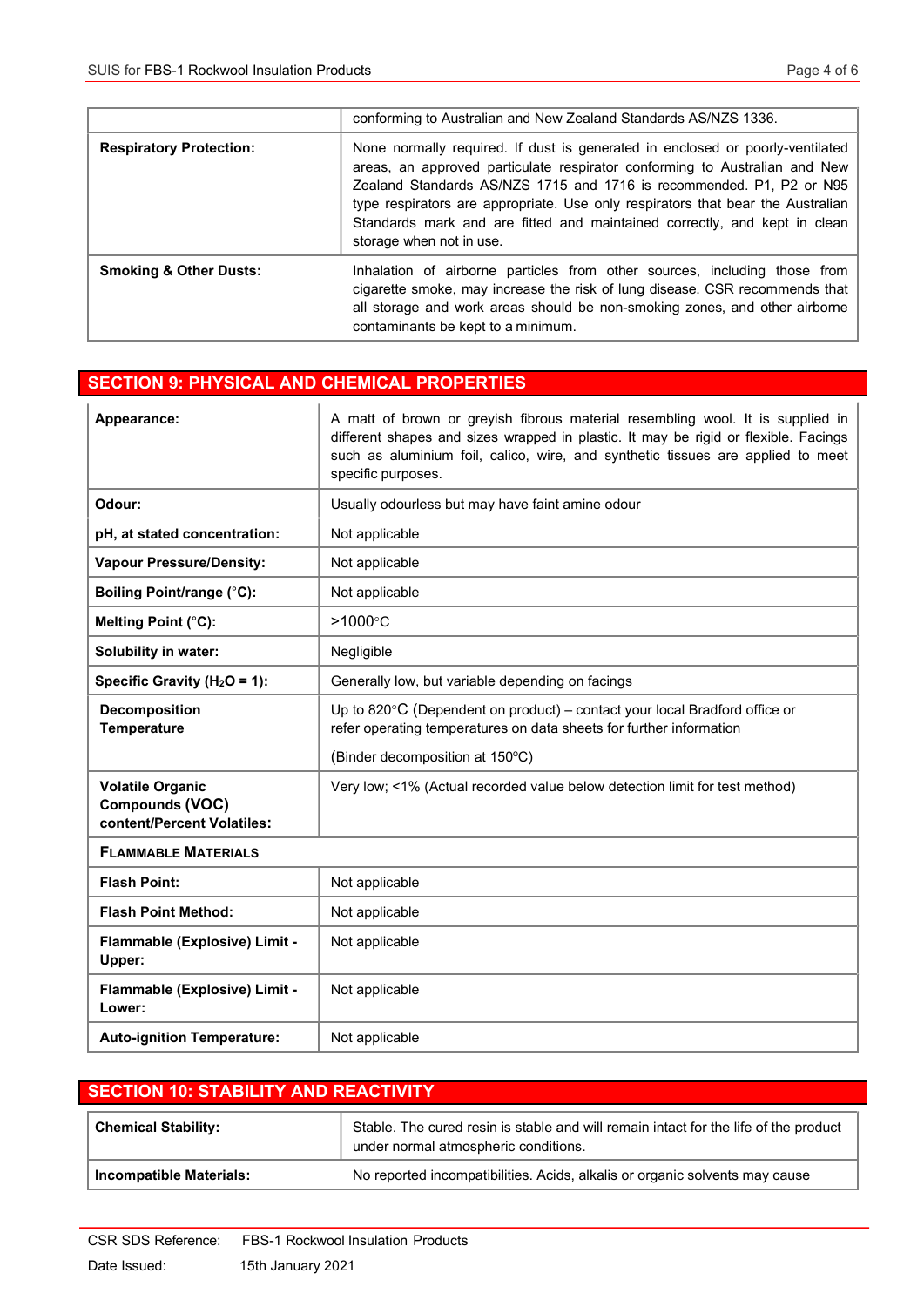| | |
|---|---|
| | conforming to Australian and New Zealand Standards AS/NZS 1336. |
| **Respiratory Protection:** | None normally required. If dust is generated in enclosed or poorly-ventilated areas, an approved particulate respirator conforming to Australian and New Zealand Standards AS/NZS 1715 and 1716 is recommended. P1, P2 or N95 type respirators are appropriate. Use only respirators that bear the Australian Standards mark and are fitted and maintained correctly, and kept in clean storage when not in use. |
| **Smoking & Other Dusts:** | Inhalation of airborne particles from other sources, including those from cigarette smoke, may increase the risk of lung disease. CSR recommends that all storage and work areas should be non-smoking zones, and other airborne contaminants be kept to a minimum. |

## SECTION 9: PHYSICAL AND CHEMICAL PROPERTIES

| | |
|---|---|
| **Appearance:** | A matt of brown or greyish fibrous material resembling wool. It is supplied in different shapes and sizes wrapped in plastic. It may be rigid or flexible. Facings such as aluminium foil, calico, wire, and synthetic tissues are applied to meet specific purposes. |
| **Odour:** | Usually odourless but may have faint amine odour |
| **pH, at stated concentration:** | Not applicable |
| **Vapour Pressure/Density:** | Not applicable |
| **Boiling Point/range (°C):** | Not applicable |
| **Melting Point (°C):** | >1000°C |
| **Solubility in water:** | Negligible |
| **Specific Gravity ($H_2O$ = 1):** | Generally low, but variable depending on facings |
| **Decomposition Temperature** | Up to 820°C (Dependent on product) – contact your local Bradford office or refer operating temperatures on data sheets for further information<br><br>(Binder decomposition at 150ºC) |
| **Volatile Organic Compounds (VOC) content/Percent Volatiles:** | Very low; <1% (Actual recorded value below detection limit for test method) |
| **FLAMMABLE MATERIALS** | |
| **Flash Point:** | Not applicable |
| **Flash Point Method:** | Not applicable |
| **Flammable (Explosive) Limit - Upper:** | Not applicable |
| **Flammable (Explosive) Limit - Lower:** | Not applicable |
| **Auto-ignition Temperature:** | Not applicable |

## SECTION 10: STABILITY AND REACTIVITY

| | |
|---|---|
| **Chemical Stability:** | Stable. The cured resin is stable and will remain intact for the life of the product under normal atmospheric conditions. |
| **Incompatible Materials:** | No reported incompatibilities. Acids, alkalis or organic solvents may cause |

CSR SDS Reference: FBS-1 Rockwool Insulation Products

Date Issued: 15th January 2021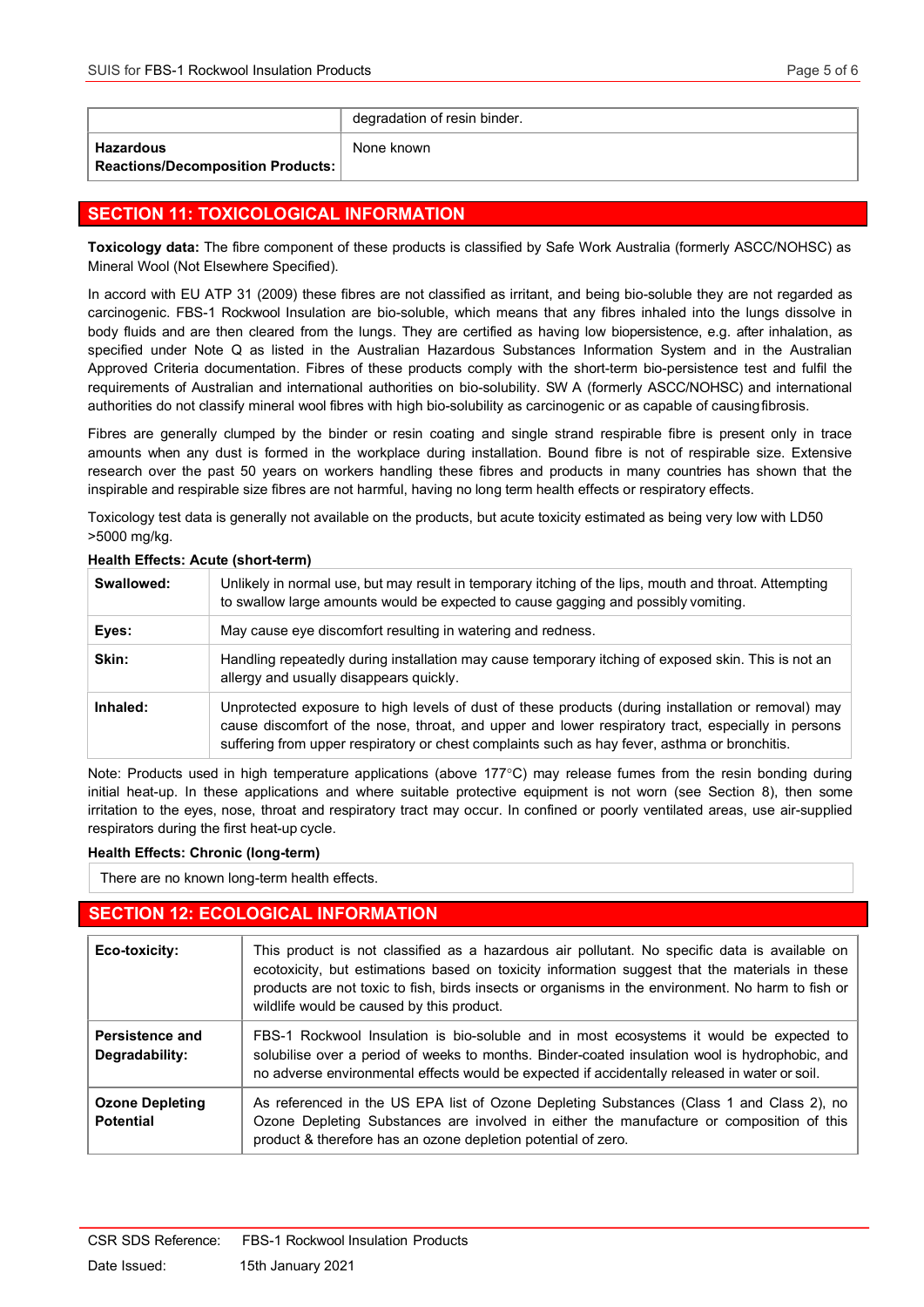|  | degradation of resin binder. |
|---|---|
| **Hazardous Reactions/Decomposition Products:** | None known |

## SECTION 11: TOXICOLOGICAL INFORMATION

**Toxicology data:** The fibre component of these products is classified by Safe Work Australia (formerly ASCC/NOHSC) as Mineral Wool (Not Elsewhere Specified).

In accord with EU ATP 31 (2009) these fibres are not classified as irritant, and being bio-soluble they are not regarded as carcinogenic. FBS-1 Rockwool Insulation are bio-soluble, which means that any fibres inhaled into the lungs dissolve in body fluids and are then cleared from the lungs. They are certified as having low biopersistence, e.g. after inhalation, as specified under Note Q as listed in the Australian Hazardous Substances Information System and in the Australian Approved Criteria documentation. Fibres of these products comply with the short-term bio-persistence test and fulfil the requirements of Australian and international authorities on bio-solubility. SW A (formerly ASCC/NOHSC) and international authorities do not classify mineral wool fibres with high bio-solubility as carcinogenic or as capable of causing fibrosis.

Fibres are generally clumped by the binder or resin coating and single strand respirable fibre is present only in trace amounts when any dust is formed in the workplace during installation. Bound fibre is not of respirable size. Extensive research over the past 50 years on workers handling these fibres and products in many countries has shown that the inspirable and respirable size fibres are not harmful, having no long term health effects or respiratory effects.

Toxicology test data is generally not available on the products, but acute toxicity estimated as being very low with LD50 >5000 mg/kg.

**Health Effects: Acute (short-term)**

| | |
|---|---|
| **Swallowed:** | Unlikely in normal use, but may result in temporary itching of the lips, mouth and throat. Attempting to swallow large amounts would be expected to cause gagging and possibly vomiting. |
| **Eyes:** | May cause eye discomfort resulting in watering and redness. |
| **Skin:** | Handling repeatedly during installation may cause temporary itching of exposed skin. This is not an allergy and usually disappears quickly. |
| **Inhaled:** | Unprotected exposure to high levels of dust of these products (during installation or removal) may cause discomfort of the nose, throat, and upper and lower respiratory tract, especially in persons suffering from upper respiratory or chest complaints such as hay fever, asthma or bronchitis. |

Note: Products used in high temperature applications (above 177°C) may release fumes from the resin bonding during initial heat-up. In these applications and where suitable protective equipment is not worn (see Section 8), then some irritation to the eyes, nose, throat and respiratory tract may occur. In confined or poorly ventilated areas, use air-supplied respirators during the first heat-up cycle.

**Health Effects: Chronic (long-term)**

There are no known long-term health effects.

## SECTION 12: ECOLOGICAL INFORMATION

| | |
|---|---|
| **Eco-toxicity:** | This product is not classified as a hazardous air pollutant. No specific data is available on ecotoxicity, but estimations based on toxicity information suggest that the materials in these products are not toxic to fish, birds insects or organisms in the environment. No harm to fish or wildlife would be caused by this product. |
| **Persistence and Degradability:** | FBS-1 Rockwool Insulation is bio-soluble and in most ecosystems it would be expected to solubilise over a period of weeks to months. Binder-coated insulation wool is hydrophobic, and no adverse environmental effects would be expected if accidentally released in water or soil. |
| **Ozone Depleting Potential** | As referenced in the US EPA list of Ozone Depleting Substances (Class 1 and Class 2), no Ozone Depleting Substances are involved in either the manufacture or composition of this product & therefore has an ozone depletion potential of zero. |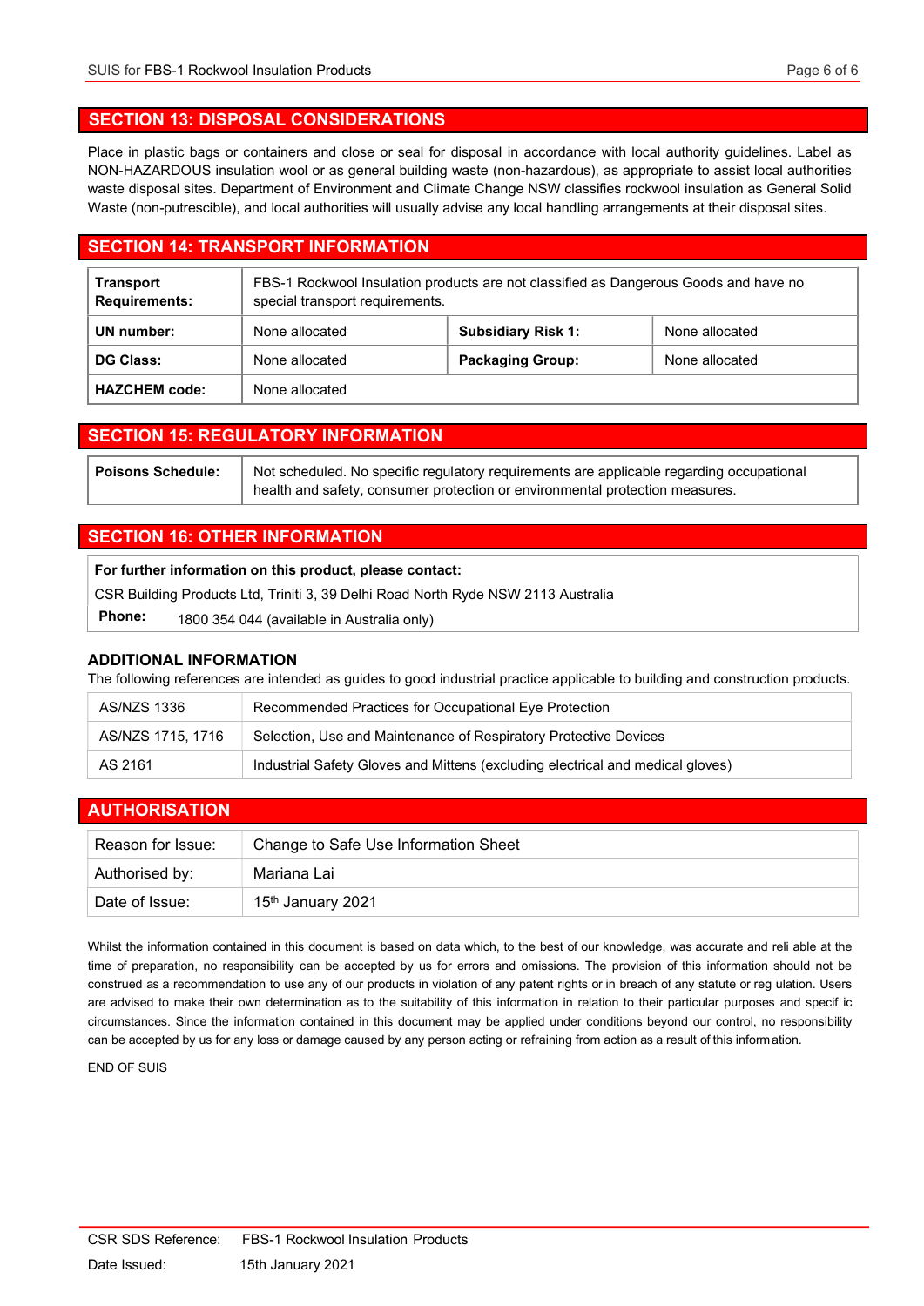## SECTION 13: DISPOSAL CONSIDERATIONS

Place in plastic bags or containers and close or seal for disposal in accordance with local authority guidelines. Label as NON-HAZARDOUS insulation wool or as general building waste (non-hazardous), as appropriate to assist local authorities waste disposal sites. Department of Environment and Climate Change NSW classifies rockwool insulation as General Solid Waste (non-putrescible), and local authorities will usually advise any local handling arrangements at their disposal sites.

## SECTION 14: TRANSPORT INFORMATION

| | | | |
|---|---|---|---|
| **Transport Requirements:** | FBS-1 Rockwool Insulation products are not classified as Dangerous Goods and have no special transport requirements. | | |
| **UN number:** | None allocated | **Subsidiary Risk 1:** | None allocated |
| **DG Class:** | None allocated | **Packaging Group:** | None allocated |
| **HAZCHEM code:** | None allocated | | |

## SECTION 15: REGULATORY INFORMATION

| | |
|---|---|
| **Poisons Schedule:** | Not scheduled. No specific regulatory requirements are applicable regarding occupational health and safety, consumer protection or environmental protection measures. |

## SECTION 16: OTHER INFORMATION

**For further information on this product, please contact:**

CSR Building Products Ltd, Triniti 3, 39 Delhi Road North Ryde NSW 2113 Australia

**Phone:** 1800 354 044 (available in Australia only)

### ADDITIONAL INFORMATION

The following references are intended as guides to good industrial practice applicable to building and construction products.

| | |
|---|---|
| AS/NZS 1336 | Recommended Practices for Occupational Eye Protection |
| AS/NZS 1715, 1716 | Selection, Use and Maintenance of Respiratory Protective Devices |
| AS 2161 | Industrial Safety Gloves and Mittens (excluding electrical and medical gloves) |

## AUTHORISATION

| | |
|---|---|
| Reason for Issue: | Change to Safe Use Information Sheet |
| Authorised by: | Mariana Lai |
| Date of Issue: | 15th January 2021 |

Whilst the information contained in this document is based on data which, to the best of our knowledge, was accurate and reli able at the time of preparation, no responsibility can be accepted by us for errors and omissions. The provision of this information should not be construed as a recommendation to use any of our products in violation of any patent rights or in breach of any statute or reg ulation. Users are advised to make their own determination as to the suitability of this information in relation to their particular purposes and specif ic circumstances. Since the information contained in this document may be applied under conditions beyond our control, no responsibility can be accepted by us for any loss or damage caused by any person acting or refraining from action as a result of this information.

END OF SUIS

CSR SDS Reference: FBS-1 Rockwool Insulation Products

Date Issued: 15th January 2021